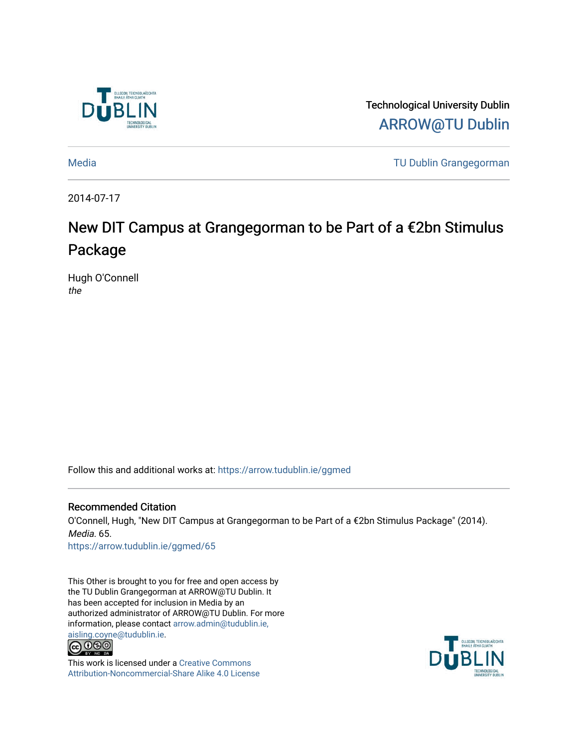Technological University Dublin

ARROW@TU Dublin

Media | TU Dublin Grangegorman

2014-07-17

# New DIT Campus at Grangegorman to be Part of a €2bn Stimulus Package

Hugh O'Connell
*the*

Follow this and additional works at: https://arrow.tudublin.ie/ggmed

## Recommended Citation

O'Connell, Hugh, "New DIT Campus at Grangegorman to be Part of a €2bn Stimulus Package" (2014). *Media*. 65.
https://arrow.tudublin.ie/ggmed/65

This Other is brought to you for free and open access by the TU Dublin Grangegorman at ARROW@TU Dublin. It has been accepted for inclusion in Media by an authorized administrator of ARROW@TU Dublin. For more information, please contact arrow.admin@tudublin.ie, aisling.coyne@tudublin.ie.

This work is licensed under a Creative Commons Attribution-Noncommercial-Share Alike 4.0 License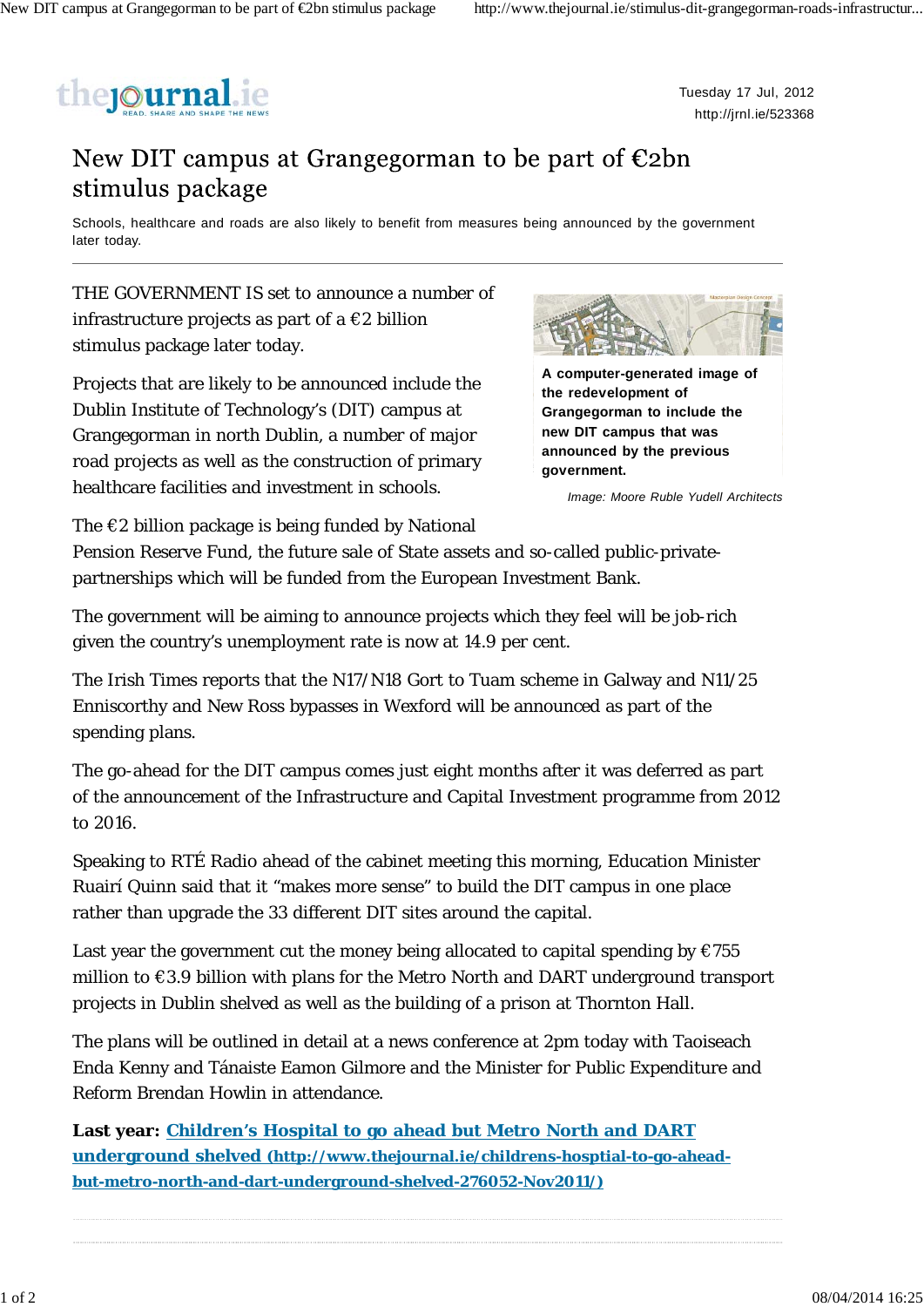Tuesday 17 Jul, 2012
http://jrnl.ie/523368

# New DIT campus at Grangegorman to be part of €2bn stimulus package

Schools, healthcare and roads are also likely to benefit from measures being announced by the government later today.

THE GOVERNMENT IS set to announce a number of infrastructure projects as part of a €2 billion stimulus package later today.

Projects that are likely to be announced include the Dublin Institute of Technology's (DIT) campus at Grangegorman in north Dublin, a number of major road projects as well as the construction of primary healthcare facilities and investment in schools.

**A computer-generated image of the redevelopment of Grangegorman to include the new DIT campus that was announced by the previous government.**

*Image: Moore Ruble Yudell Architects*

The €2 billion package is being funded by National Pension Reserve Fund, the future sale of State assets and so-called public-private-partnerships which will be funded from the European Investment Bank.

The government will be aiming to announce projects which they feel will be job-rich given the country's unemployment rate is now at 14.9 per cent.

The Irish Times reports that the N17/N18 Gort to Tuam scheme in Galway and N11/25 Enniscorthy and New Ross bypasses in Wexford will be announced as part of the spending plans.

The go-ahead for the DIT campus comes just eight months after it was deferred as part of the announcement of the Infrastructure and Capital Investment programme from 2012 to 2016.

Speaking to RTÉ Radio ahead of the cabinet meeting this morning, Education Minister Ruairí Quinn said that it "makes more sense" to build the DIT campus in one place rather than upgrade the 33 different DIT sites around the capital.

Last year the government cut the money being allocated to capital spending by €755 million to €3.9 billion with plans for the Metro North and DART underground transport projects in Dublin shelved as well as the building of a prison at Thornton Hall.

The plans will be outlined in detail at a news conference at 2pm today with Taoiseach Enda Kenny and Tánaiste Eamon Gilmore and the Minister for Public Expenditure and Reform Brendan Howlin in attendance.

**Last year: [Children's Hospital to go ahead but Metro North and DART underground shelved (http://www.thejournal.ie/childrens-hosptial-to-go-ahead-but-metro-north-and-dart-underground-shelved-276052-Nov2011/)](http://www.thejournal.ie/childrens-hosptial-to-go-ahead-but-metro-north-and-dart-underground-shelved-276052-Nov2011/)**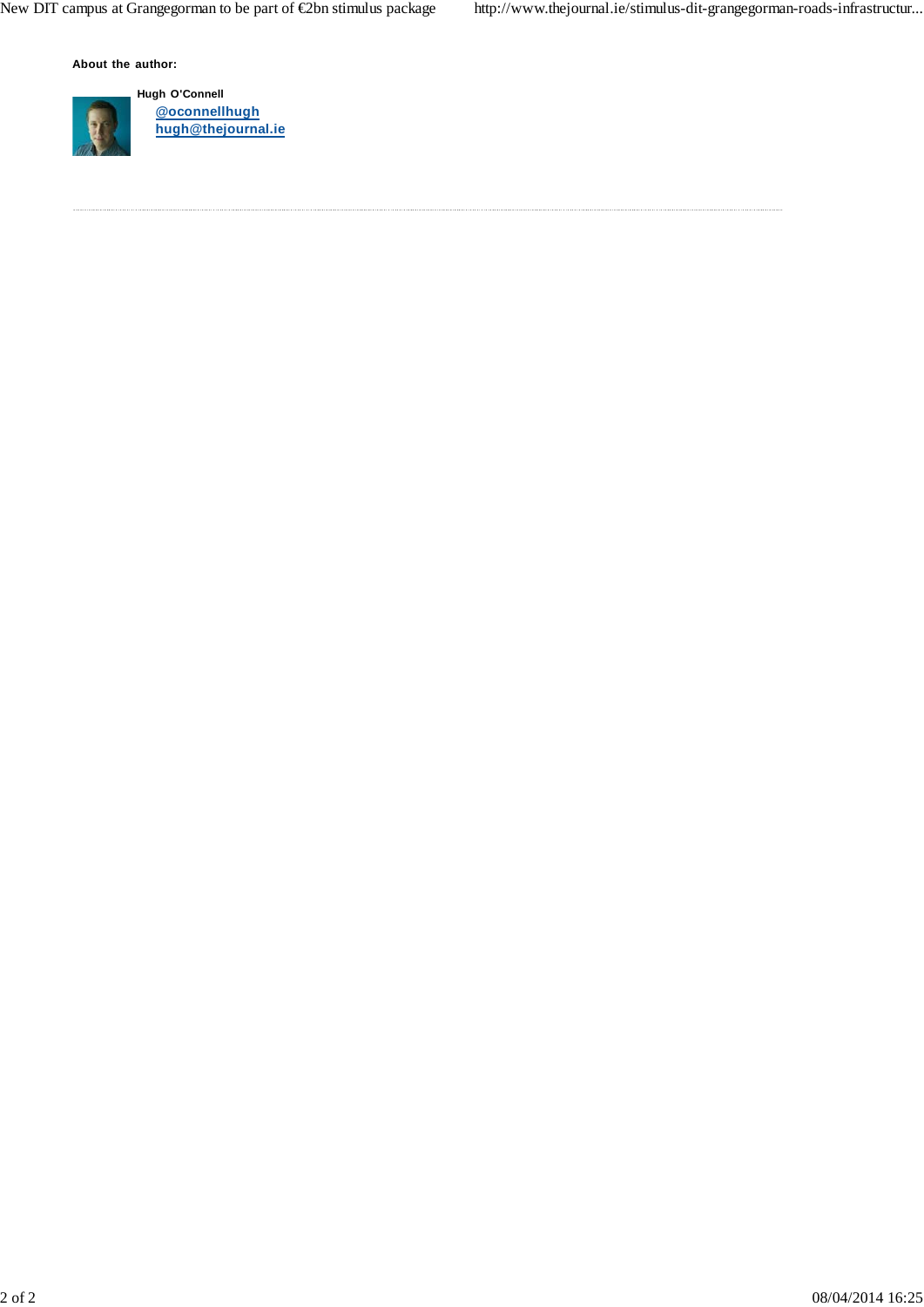**About the author:**

**Hugh O'Connell**

[@oconnellhugh](@oconnellhugh)
[hugh@thejournal.ie](mailto:hugh@thejournal.ie)